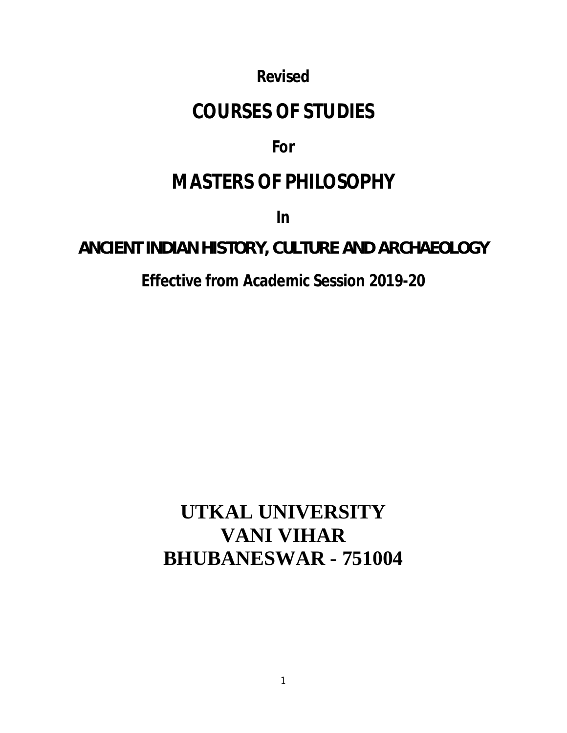**Revised**

# COURSES OF STUDIES

**For**

# MASTERS OF PHILOSOPHY

**In**

## ANCIENT INDIAN HISTORY, CULTURE AND ARCHAEOLOGY

**Effective from Academic Session 2019-20**

**UTKAL UNIVERSITY**
**VANI VIHAR**
**BHUBANESWAR - 751004**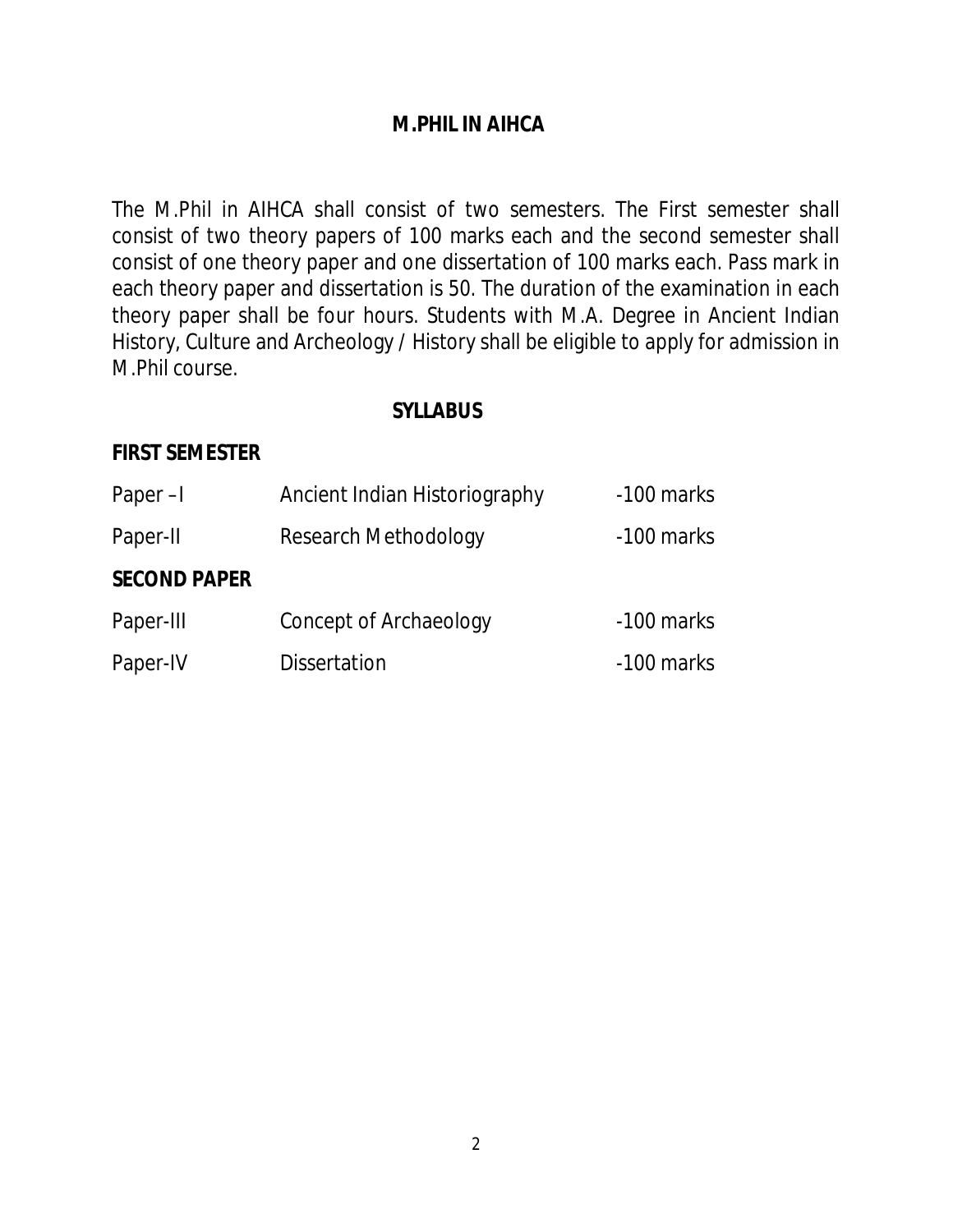# M.PHIL IN AIHCA

The M.Phil in AIHCA shall consist of two semesters. The First semester shall consist of two theory papers of 100 marks each and the second semester shall consist of one theory paper and one dissertation of 100 marks each. Pass mark in each theory paper and dissertation is 50. The duration of the examination in each theory paper shall be four hours. Students with M.A. Degree in Ancient Indian History, Culture and Archeology / History shall be eligible to apply for admission in M.Phil course.

## SYLLABUS

### FIRST SEMESTER

| | | |
|---|---|---|
| Paper –I | Ancient Indian Historiography | -100 marks |
| Paper-II | Research Methodology | -100 marks |

### SECOND PAPER

| | | |
|---|---|---|
| Paper-III | Concept of Archaeology | -100 marks |
| Paper-IV | Dissertation | -100 marks |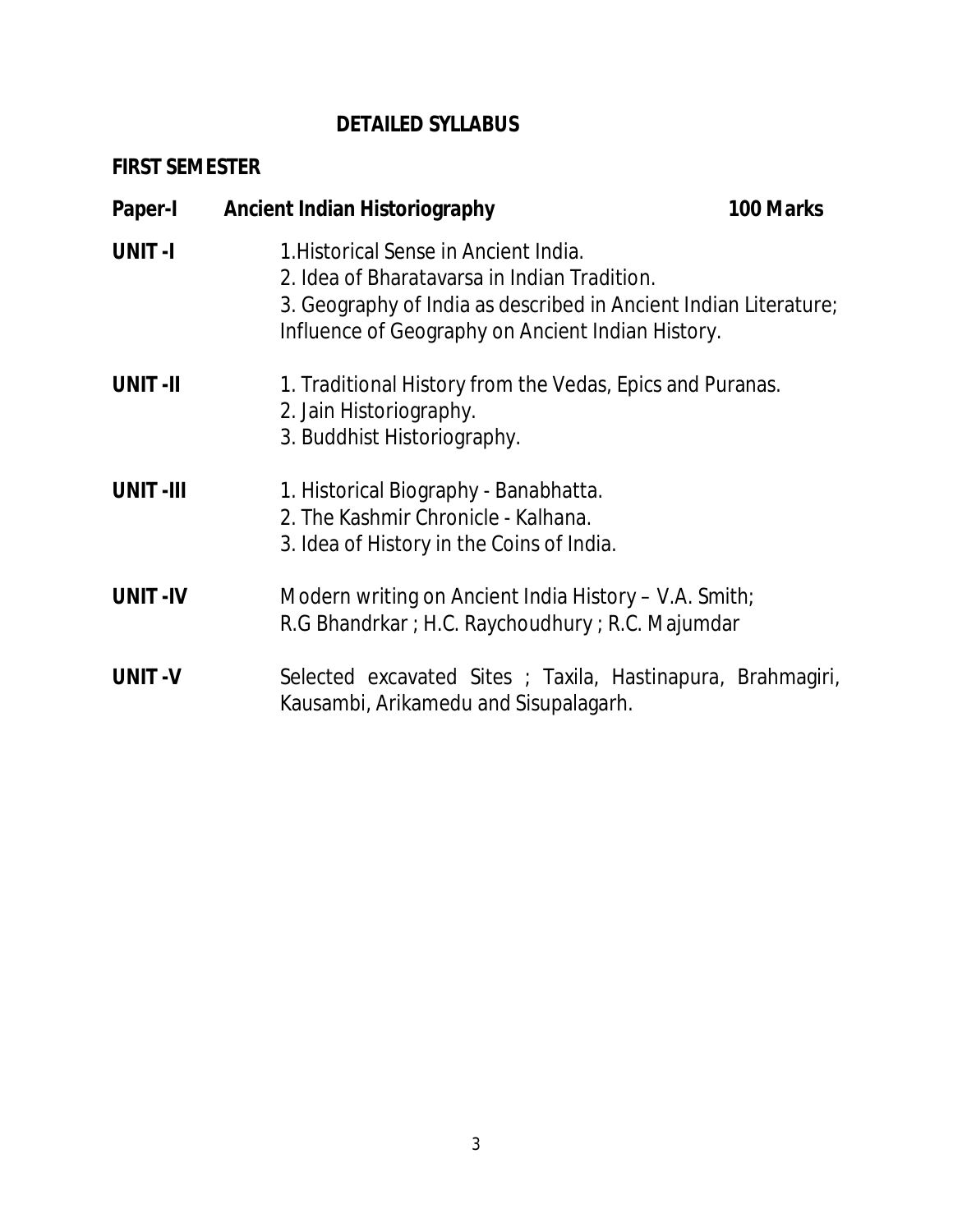# DETAILED SYLLABUS

## FIRST SEMESTER

**Paper-I** **Ancient Indian Historiography** **100 Marks**

**UNIT -I**

1.Historical Sense in Ancient India.
2. Idea of Bharatavarsa in Indian Tradition.
3. Geography of India as described in Ancient Indian Literature; Influence of Geography on Ancient Indian History.

**UNIT -II**

1. Traditional History from the Vedas, Epics and Puranas.
2. Jain Historiography.
3. Buddhist Historiography.

**UNIT -III**

1. Historical Biography - Banabhatta.
2. The Kashmir Chronicle - Kalhana.
3. Idea of History in the Coins of India.

**UNIT -IV**

Modern writing on Ancient India History – V.A. Smith; R.G Bhandrkar ; H.C. Raychoudhury ; R.C. Majumdar

**UNIT -V**

Selected excavated Sites ; Taxila, Hastinapura, Brahmagiri, Kausambi, Arikamedu and Sisupalagarh.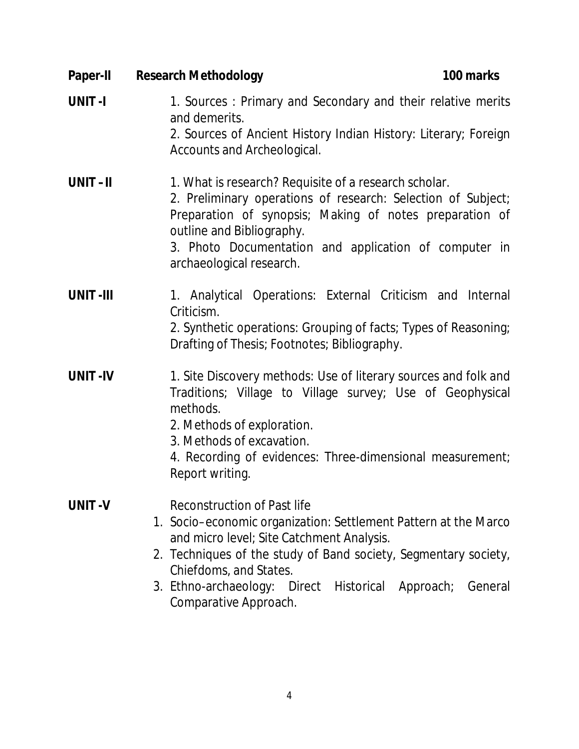**Paper-II Research Methodology 100 marks**

**UNIT -I**

1. Sources : Primary and Secondary and their relative merits and demerits.
2. Sources of Ancient History Indian History: Literary; Foreign Accounts and Archeological.

**UNIT – II**

1. What is research? Requisite of a research scholar.
2. Preliminary operations of research: Selection of Subject; Preparation of synopsis; Making of notes preparation of outline and Bibliography.
3. Photo Documentation and application of computer in archaeological research.

**UNIT -III**

1. Analytical Operations: External Criticism and Internal Criticism.
2. Synthetic operations: Grouping of facts; Types of Reasoning; Drafting of Thesis; Footnotes; Bibliography.

**UNIT -IV**

1. Site Discovery methods: Use of literary sources and folk and Traditions; Village to Village survey; Use of Geophysical methods.
2. Methods of exploration.
3. Methods of excavation.
4. Recording of evidences: Three-dimensional measurement; Report writing.

**UNIT -V**

Reconstruction of Past life

1. Socio–economic organization: Settlement Pattern at the Marco and micro level; Site Catchment Analysis.
2. Techniques of the study of Band society, Segmentary society, Chiefdoms, and States.
3. Ethno-archaeology: Direct Historical Approach; General Comparative Approach.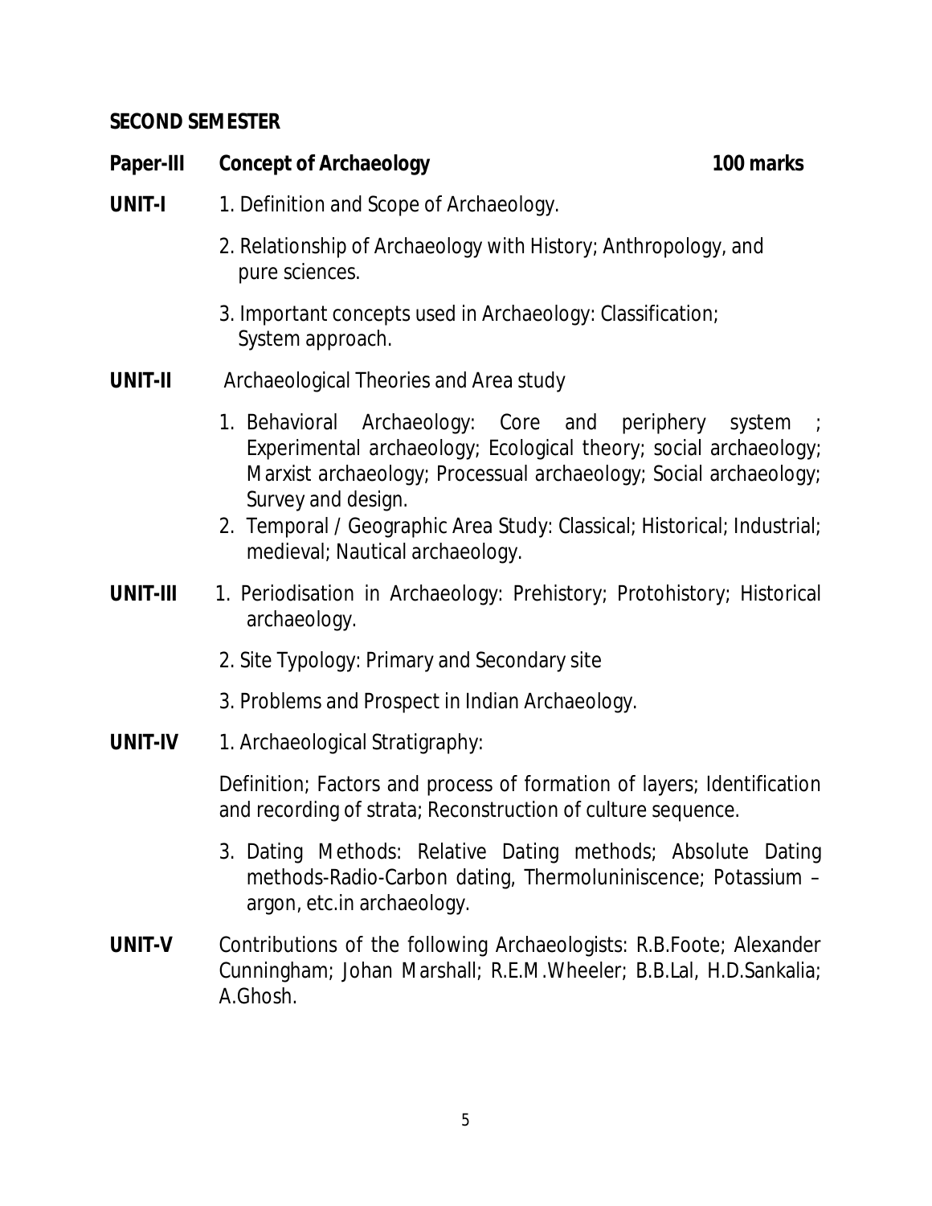## SECOND SEMESTER

**Paper-III Concept of Archaeology** **100 marks**

**UNIT-I**

1. Definition and Scope of Archaeology.
2. Relationship of Archaeology with History; Anthropology, and pure sciences.
3. Important concepts used in Archaeology: Classification; System approach.

**UNIT-II** Archaeological Theories and Area study

1. Behavioral Archaeology: Core and periphery system ; Experimental archaeology; Ecological theory; social archaeology; Marxist archaeology; Processual archaeology; Social archaeology; Survey and design.
2. Temporal / Geographic Area Study: Classical; Historical; Industrial; medieval; Nautical archaeology.

**UNIT-III**

1. Periodisation in Archaeology: Prehistory; Protohistory; Historical archaeology.
2. Site Typology: Primary and Secondary site
3. Problems and Prospect in Indian Archaeology.

**UNIT-IV**

1. Archaeological Stratigraphy:

Definition; Factors and process of formation of layers; Identification and recording of strata; Reconstruction of culture sequence.

3. Dating Methods: Relative Dating methods; Absolute Dating methods-Radio-Carbon dating, Thermoluniniscence; Potassium – argon, etc.in archaeology.

**UNIT-V** Contributions of the following Archaeologists: R.B.Foote; Alexander Cunningham; Johan Marshall; R.E.M.Wheeler; B.B.Lal, H.D.Sankalia; A.Ghosh.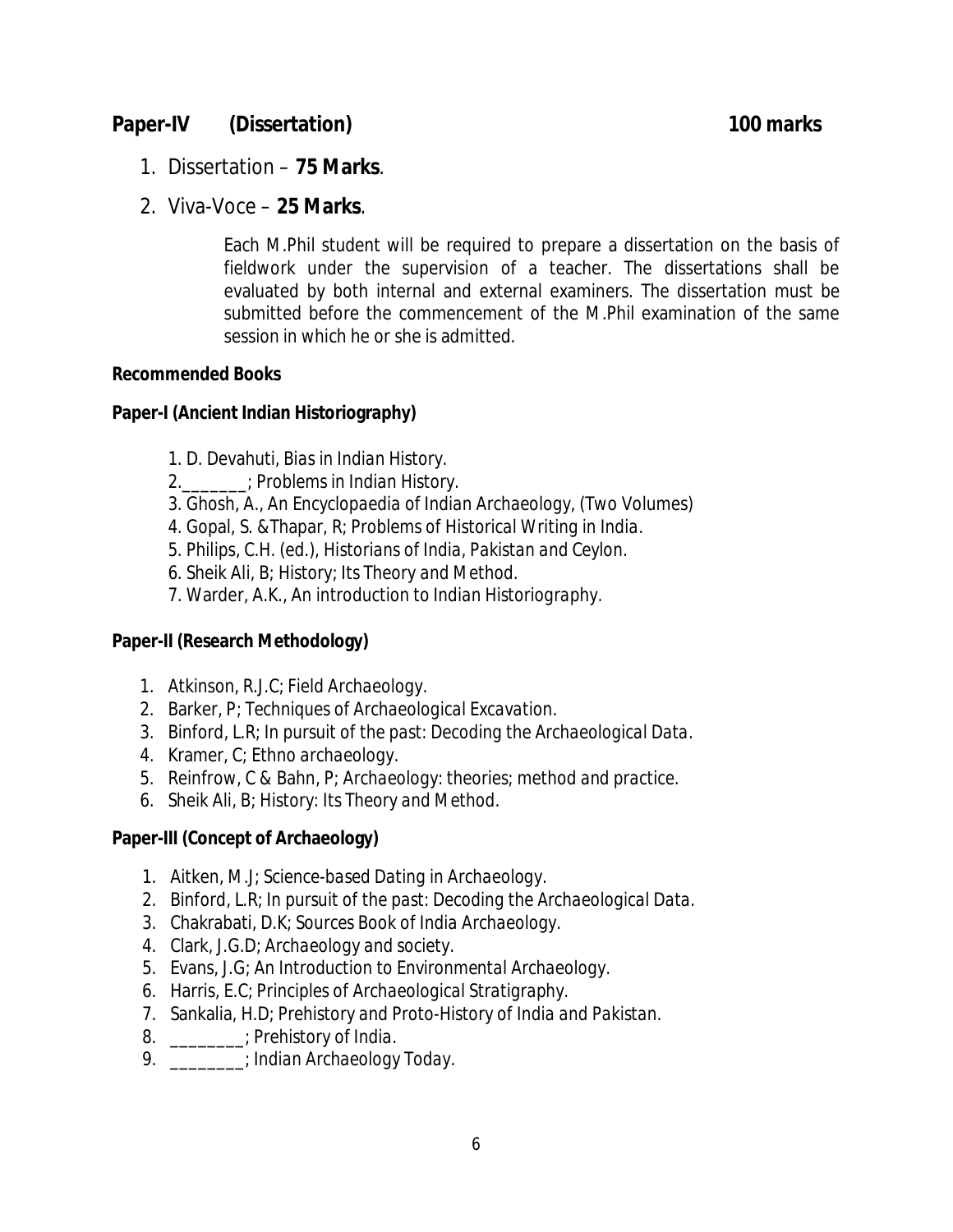## Paper-IV (Dissertation) 100 marks

1. Dissertation – **75 Marks**.
2. Viva-Voce – **25 Marks**.

Each M.Phil student will be required to prepare a dissertation on the basis of fieldwork under the supervision of a teacher. The dissertations shall be evaluated by both internal and external examiners. The dissertation must be submitted before the commencement of the M.Phil examination of the same session in which he or she is admitted.

**Recommended Books**

**Paper-I (Ancient Indian Historiography)**

1. D. Devahuti, *Bias in Indian History.*
2. _______; *Problems in Indian History.*
3. Ghosh, A., *An Encyclopaedia of Indian Archaeology, (Two Volumes)*
4. Gopal, S. &Thapar, R; *Problems of Historical Writing in India.*
5. Philips, C.H. (ed.), *Historians of India, Pakistan and Ceylon.*
6. Sheik Ali, B; *History; Its Theory and Method.*
7. Warder, A.K., *An introduction to Indian Historiography.*

**Paper-II (Research Methodology)**

1. Atkinson, R.J.C; *Field Archaeology.*
2. Barker, P; *Techniques of Archaeological Excavation.*
3. Binford, L.R; *In pursuit of the past: Decoding the Archaeological Data.*
4. Kramer, C; *Ethno archaeology.*
5. Reinfrow, C & Bahn, P; *Archaeology: theories; method and practice.*
6. Sheik Ali, B; *History: Its Theory and Method.*

**Paper-III (Concept of Archaeology)**

1. Aitken, M.J; *Science-based Dating in Archaeology.*
2. Binford, L.R; *In pursuit of the past: Decoding the Archaeological Data.*
3. Chakrabati, D.K; *Sources Book of India Archaeology.*
4. Clark, J.G.D; *Archaeology and society.*
5. Evans, J.G; *An Introduction to Environmental Archaeology.*
6. Harris, E.C; *Principles of Archaeological Stratigraphy.*
7. Sankalia, H.D; *Prehistory and Proto-History of India and Pakistan.*
8. ________; *Prehistory of India.*
9. ________; *Indian Archaeology Today.*